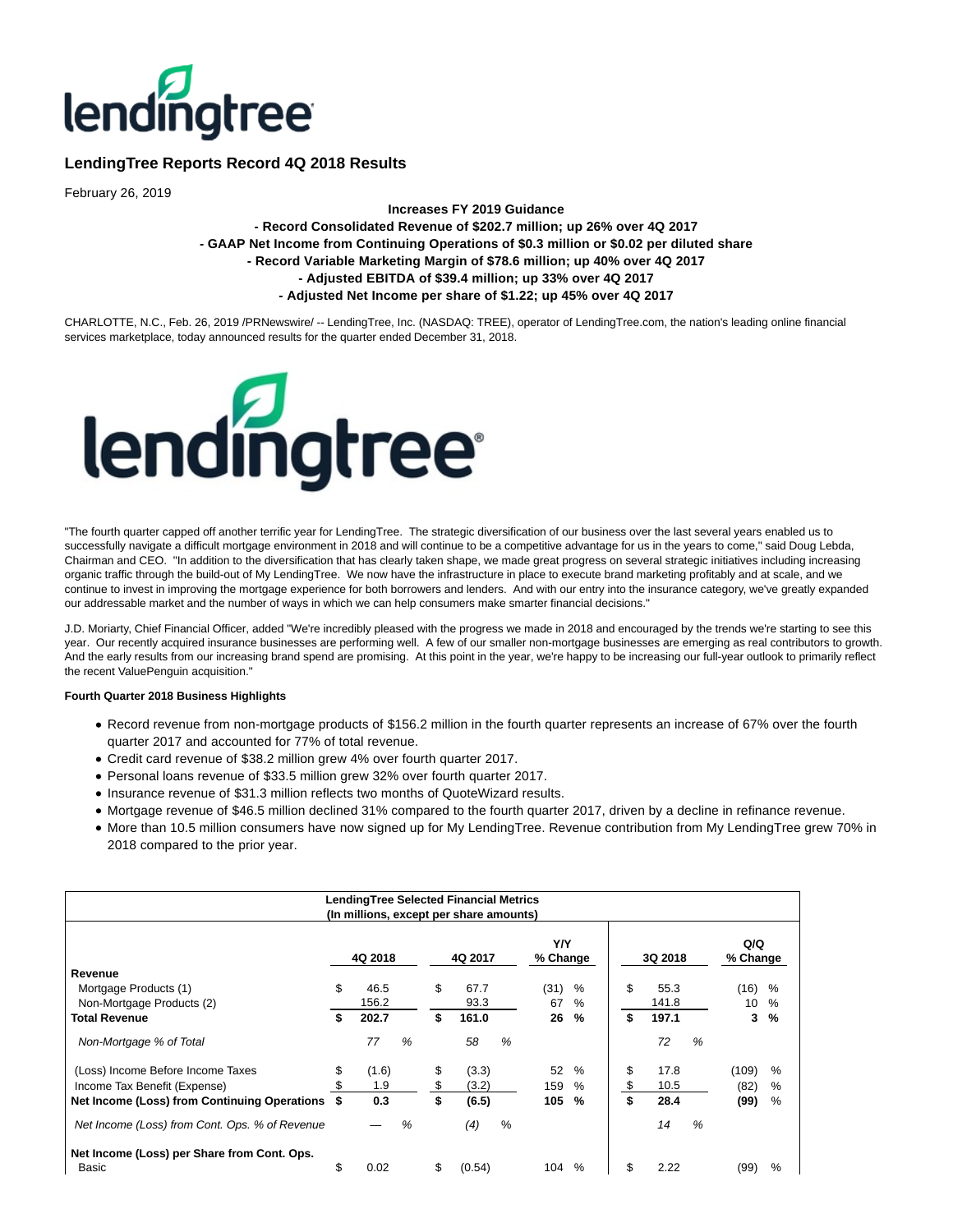# LendingTree Reports Record 4Q 2018 Results

February 26, 2019

**Increases FY 2019 Guidance**

**- Record Consolidated Revenue of $202.7 million; up 26% over 4Q 2017**

**- GAAP Net Income from Continuing Operations of $0.3 million or $0.02 per diluted share**

**- Record Variable Marketing Margin of $78.6 million; up 40% over 4Q 2017**

**- Adjusted EBITDA of $39.4 million; up 33% over 4Q 2017**

**- Adjusted Net Income per share of $1.22; up 45% over 4Q 2017**

CHARLOTTE, N.C., Feb. 26, 2019 /PRNewswire/ -- LendingTree, Inc. (NASDAQ: TREE), operator of LendingTree.com, the nation's leading online financial services marketplace, today announced results for the quarter ended December 31, 2018.

"The fourth quarter capped off another terrific year for LendingTree. The strategic diversification of our business over the last several years enabled us to successfully navigate a difficult mortgage environment in 2018 and will continue to be a competitive advantage for us in the years to come," said Doug Lebda, Chairman and CEO. "In addition to the diversification that has clearly taken shape, we made great progress on several strategic initiatives including increasing organic traffic through the build-out of My LendingTree. We now have the infrastructure in place to execute brand marketing profitably and at scale, and we continue to invest in improving the mortgage experience for both borrowers and lenders. And with our entry into the insurance category, we've greatly expanded our addressable market and the number of ways in which we can help consumers make smarter financial decisions."

J.D. Moriarty, Chief Financial Officer, added "We're incredibly pleased with the progress we made in 2018 and encouraged by the trends we're starting to see this year. Our recently acquired insurance businesses are performing well. A few of our smaller non-mortgage businesses are emerging as real contributors to growth. And the early results from our increasing brand spend are promising. At this point in the year, we're happy to be increasing our full-year outlook to primarily reflect the recent ValuePenguin acquisition."

**Fourth Quarter 2018 Business Highlights**

- Record revenue from non-mortgage products of $156.2 million in the fourth quarter represents an increase of 67% over the fourth quarter 2017 and accounted for 77% of total revenue.
- Credit card revenue of $38.2 million grew 4% over fourth quarter 2017.
- Personal loans revenue of $33.5 million grew 32% over fourth quarter 2017.
- Insurance revenue of $31.3 million reflects two months of QuoteWizard results.
- Mortgage revenue of $46.5 million declined 31% compared to the fourth quarter 2017, driven by a decline in refinance revenue.
- More than 10.5 million consumers have now signed up for My LendingTree. Revenue contribution from My LendingTree grew 70% in 2018 compared to the prior year.

| LendingTree Selected Financial Metrics (In millions, except per share amounts) | | | | | |
|---|---|---|---|---|---|
| | 4Q 2018 | 4Q 2017 | Y/Y % Change | 3Q 2018 | Q/Q % Change |
| **Revenue** | | | | | |
| Mortgage Products (1) | $ 46.5 | $ 67.7 | (31) % | $ 55.3 | (16) % |
| Non-Mortgage Products (2) | 156.2 | 93.3 | 67 % | 141.8 | 10 % |
| **Total Revenue** | **$ 202.7** | **$ 161.0** | **26 %** | **$ 197.1** | **3 %** |
| *Non-Mortgage % of Total* | *77 %* | *58 %* | | *72 %* | |
| (Loss) Income Before Income Taxes | $ (1.6) | $ (3.3) | 52 % | $ 17.8 | (109) % |
| Income Tax Benefit (Expense) | $ 1.9 | $ (3.2) | 159 % | $ 10.5 | (82) % |
| **Net Income (Loss) from Continuing Operations** | **$ 0.3** | **$ (6.5)** | **105 %** | **$ 28.4** | **(99) %** |
| *Net Income (Loss) from Cont. Ops. % of Revenue* | *— %* | *(4) %* | | *14 %* | |
| **Net Income (Loss) per Share from Cont. Ops.** | | | | | |
| Basic | $ 0.02 | $ (0.54) | 104 % | $ 2.22 | (99) % |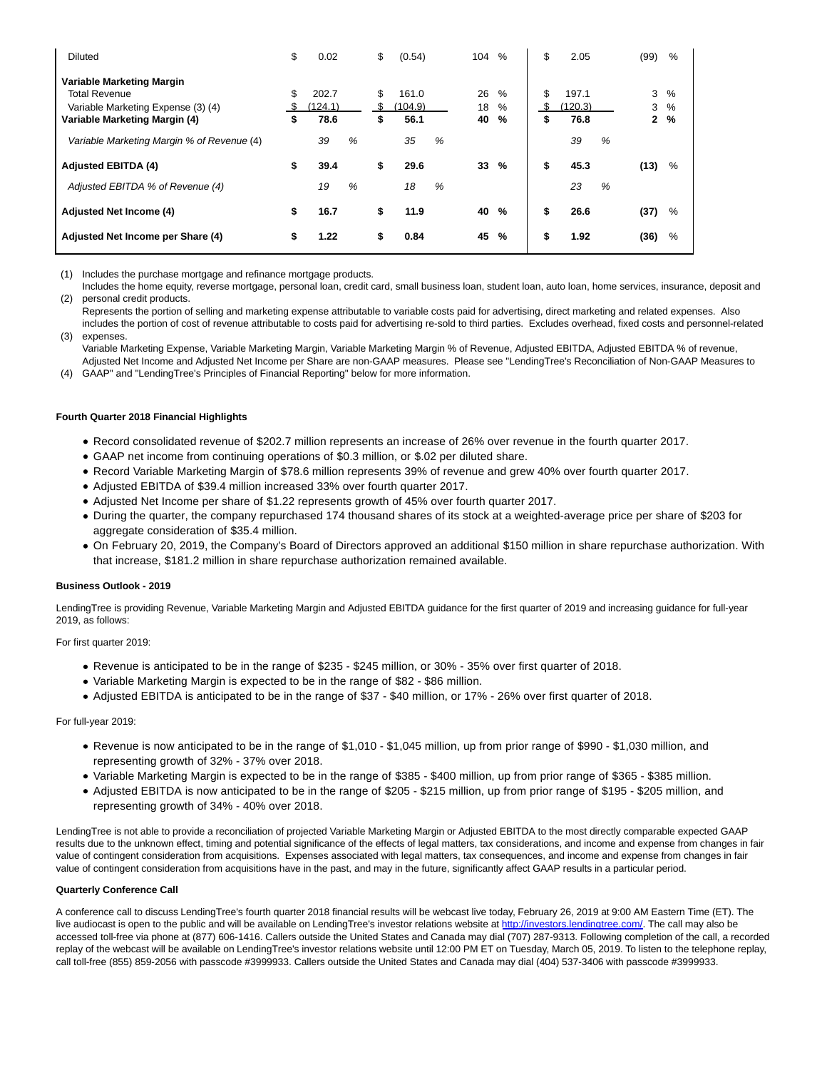| | | | | |
|---|---|---|---|---|
| Diluted | $ 0.02 | $ (0.54) | 104 % | $ 2.05 | (99) % |
| **Variable Marketing Margin** | | | | | |
| Total Revenue | $ 202.7 | $ 161.0 | 26 % | $ 197.1 | 3 % |
| Variable Marketing Expense (3) (4) | $ (124.1) | $ (104.9) | 18 % | $ (120.3) | 3 % |
| **Variable Marketing Margin (4)** | **$ 78.6** | **$ 56.1** | **40 %** | **$ 76.8** | **2 %** |
| *Variable Marketing Margin % of Revenue (4)* | *39 %* | *35 %* | | *39 %* | |
| **Adjusted EBITDA (4)** | **$ 39.4** | **$ 29.6** | **33 %** | **$ 45.3** | **(13)** % |
| *Adjusted EBITDA % of Revenue (4)* | *19 %* | *18 %* | | *23 %* | |
| **Adjusted Net Income (4)** | **$ 16.7** | **$ 11.9** | **40 %** | **$ 26.6** | **(37)** % |
| **Adjusted Net Income per Share (4)** | **$ 1.22** | **$ 0.84** | **45 %** | **$ 1.92** | **(36)** % |

(1) Includes the purchase mortgage and refinance mortgage products.

(2) Includes the home equity, reverse mortgage, personal loan, credit card, small business loan, student loan, auto loan, home services, insurance, deposit and personal credit products.

(3) Represents the portion of selling and marketing expense attributable to variable costs paid for advertising, direct marketing and related expenses. Also includes the portion of cost of revenue attributable to costs paid for advertising re-sold to third parties. Excludes overhead, fixed costs and personnel-related expenses.

(4) Variable Marketing Expense, Variable Marketing Margin, Variable Marketing Margin % of Revenue, Adjusted EBITDA, Adjusted EBITDA % of revenue, Adjusted Net Income and Adjusted Net Income per Share are non-GAAP measures. Please see "LendingTree's Reconciliation of Non-GAAP Measures to GAAP" and "LendingTree's Principles of Financial Reporting" below for more information.

**Fourth Quarter 2018 Financial Highlights**

- Record consolidated revenue of $202.7 million represents an increase of 26% over revenue in the fourth quarter 2017.
- GAAP net income from continuing operations of $0.3 million, or $.02 per diluted share.
- Record Variable Marketing Margin of $78.6 million represents 39% of revenue and grew 40% over fourth quarter 2017.
- Adjusted EBITDA of $39.4 million increased 33% over fourth quarter 2017.
- Adjusted Net Income per share of $1.22 represents growth of 45% over fourth quarter 2017.
- During the quarter, the company repurchased 174 thousand shares of its stock at a weighted-average price per share of $203 for aggregate consideration of $35.4 million.
- On February 20, 2019, the Company's Board of Directors approved an additional $150 million in share repurchase authorization. With that increase, $181.2 million in share repurchase authorization remained available.

**Business Outlook - 2019**

LendingTree is providing Revenue, Variable Marketing Margin and Adjusted EBITDA guidance for the first quarter of 2019 and increasing guidance for full-year 2019, as follows:

For first quarter 2019:

- Revenue is anticipated to be in the range of $235 - $245 million, or 30% - 35% over first quarter of 2018.
- Variable Marketing Margin is expected to be in the range of $82 - $86 million.
- Adjusted EBITDA is anticipated to be in the range of $37 - $40 million, or 17% - 26% over first quarter of 2018.

For full-year 2019:

- Revenue is now anticipated to be in the range of $1,010 - $1,045 million, up from prior range of $990 - $1,030 million, and representing growth of 32% - 37% over 2018.
- Variable Marketing Margin is expected to be in the range of $385 - $400 million, up from prior range of $365 - $385 million.
- Adjusted EBITDA is now anticipated to be in the range of $205 - $215 million, up from prior range of $195 - $205 million, and representing growth of 34% - 40% over 2018.

LendingTree is not able to provide a reconciliation of projected Variable Marketing Margin or Adjusted EBITDA to the most directly comparable expected GAAP results due to the unknown effect, timing and potential significance of the effects of legal matters, tax considerations, and income and expense from changes in fair value of contingent consideration from acquisitions. Expenses associated with legal matters, tax consequences, and income and expense from changes in fair value of contingent consideration from acquisitions have in the past, and may in the future, significantly affect GAAP results in a particular period.

**Quarterly Conference Call**

A conference call to discuss LendingTree's fourth quarter 2018 financial results will be webcast live today, February 26, 2019 at 9:00 AM Eastern Time (ET). The live audiocast is open to the public and will be available on LendingTree's investor relations website at http://investors.lendingtree.com/. The call may also be accessed toll-free via phone at (877) 606-1416. Callers outside the United States and Canada may dial (707) 287-9313. Following completion of the call, a recorded replay of the webcast will be available on LendingTree's investor relations website until 12:00 PM ET on Tuesday, March 05, 2019. To listen to the telephone replay, call toll-free (855) 859-2056 with passcode #3999933. Callers outside the United States and Canada may dial (404) 537-3406 with passcode #3999933.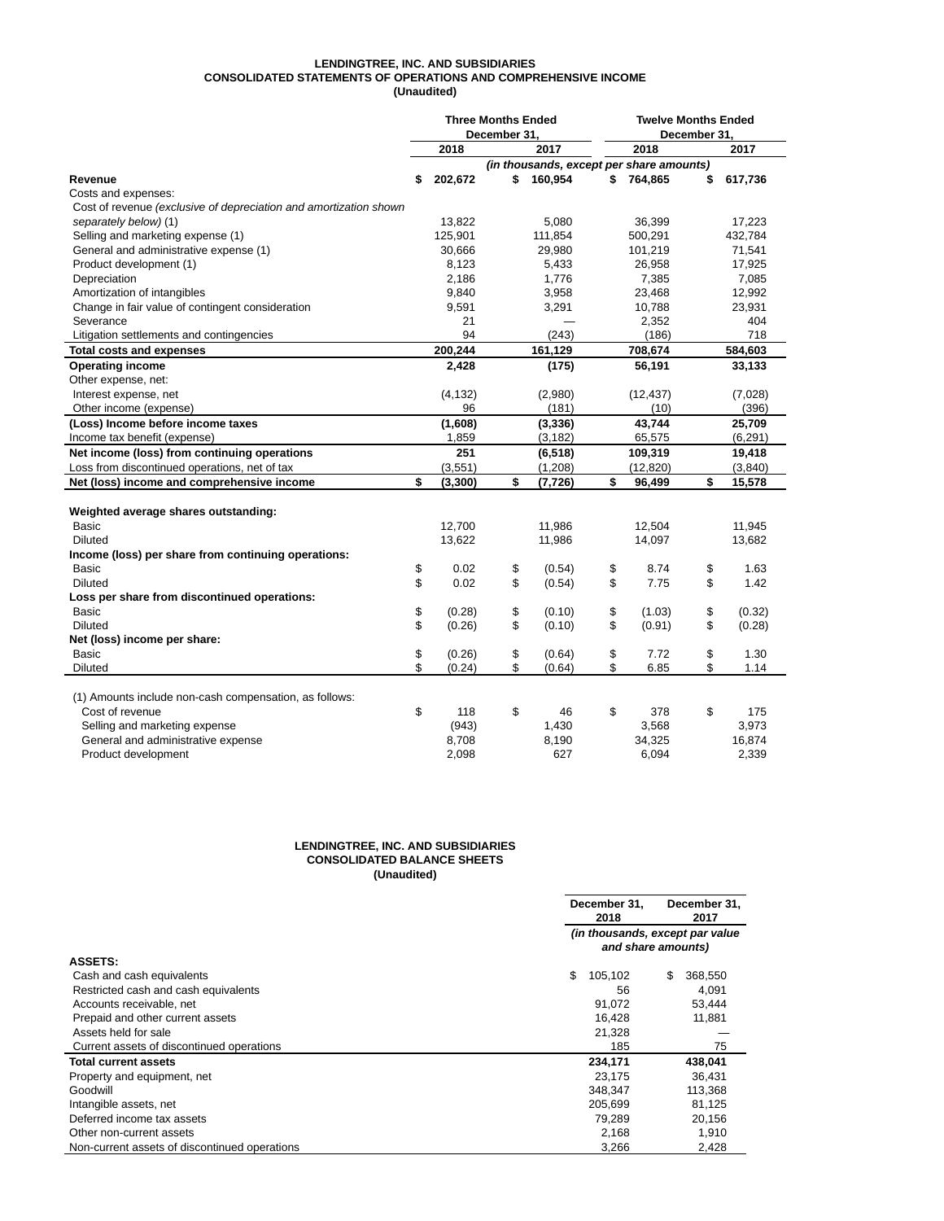**LENDINGTREE, INC. AND SUBSIDIARIES**
**CONSOLIDATED STATEMENTS OF OPERATIONS AND COMPREHENSIVE INCOME**
**(Unaudited)**

| | Three Months Ended December 31, | | Twelve Months Ended December 31, | |
|---|---|---|---|---|
| | 2018 | 2017 | 2018 | 2017 |
| | *(in thousands, except per share amounts)* | | | |
| **Revenue** | **$ 202,672** | **$ 160,954** | **$ 764,865** | **$ 617,736** |
| Costs and expenses: | | | | |
| Cost of revenue *(exclusive of depreciation and amortization shown separately below)* (1) | 13,822 | 5,080 | 36,399 | 17,223 |
| Selling and marketing expense (1) | 125,901 | 111,854 | 500,291 | 432,784 |
| General and administrative expense (1) | 30,666 | 29,980 | 101,219 | 71,541 |
| Product development (1) | 8,123 | 5,433 | 26,958 | 17,925 |
| Depreciation | 2,186 | 1,776 | 7,385 | 7,085 |
| Amortization of intangibles | 9,840 | 3,958 | 23,468 | 12,992 |
| Change in fair value of contingent consideration | 9,591 | 3,291 | 10,788 | 23,931 |
| Severance | 21 | — | 2,352 | 404 |
| Litigation settlements and contingencies | 94 | (243) | (186) | 718 |
| **Total costs and expenses** | **200,244** | **161,129** | **708,674** | **584,603** |
| **Operating income** | **2,428** | **(175)** | **56,191** | **33,133** |
| Other expense, net: | | | | |
| Interest expense, net | (4,132) | (2,980) | (12,437) | (7,028) |
| Other income (expense) | 96 | (181) | (10) | (396) |
| **(Loss) Income before income taxes** | **(1,608)** | **(3,336)** | **43,744** | **25,709** |
| Income tax benefit (expense) | 1,859 | (3,182) | 65,575 | (6,291) |
| **Net income (loss) from continuing operations** | **251** | **(6,518)** | **109,319** | **19,418** |
| Loss from discontinued operations, net of tax | (3,551) | (1,208) | (12,820) | (3,840) |
| **Net (loss) income and comprehensive income** | **$ (3,300)** | **$ (7,726)** | **$ 96,499** | **$ 15,578** |
| | | | | |
| **Weighted average shares outstanding:** | | | | |
| Basic | 12,700 | 11,986 | 12,504 | 11,945 |
| Diluted | 13,622 | 11,986 | 14,097 | 13,682 |
| **Income (loss) per share from continuing operations:** | | | | |
| Basic | $ 0.02 | $ (0.54) | $ 8.74 | $ 1.63 |
| Diluted | $ 0.02 | $ (0.54) | $ 7.75 | $ 1.42 |
| **Loss per share from discontinued operations:** | | | | |
| Basic | $ (0.28) | $ (0.10) | $ (1.03) | $ (0.32) |
| Diluted | $ (0.26) | $ (0.10) | $ (0.91) | $ (0.28) |
| **Net (loss) income per share:** | | | | |
| Basic | $ (0.26) | $ (0.64) | $ 7.72 | $ 1.30 |
| Diluted | $ (0.24) | $ (0.64) | $ 6.85 | $ 1.14 |
| | | | | |
| (1) Amounts include non-cash compensation, as follows: | | | | |
| Cost of revenue | $ 118 | $ 46 | $ 378 | $ 175 |
| Selling and marketing expense | (943) | 1,430 | 3,568 | 3,973 |
| General and administrative expense | 8,708 | 8,190 | 34,325 | 16,874 |
| Product development | 2,098 | 627 | 6,094 | 2,339 |

**LENDINGTREE, INC. AND SUBSIDIARIES**
**CONSOLIDATED BALANCE SHEETS**
**(Unaudited)**

| | December 31, 2018 | December 31, 2017 |
|---|---|---|
| | *(in thousands, except par value and share amounts)* | |
| **ASSETS:** | | |
| Cash and cash equivalents | $ 105,102 | $ 368,550 |
| Restricted cash and cash equivalents | 56 | 4,091 |
| Accounts receivable, net | 91,072 | 53,444 |
| Prepaid and other current assets | 16,428 | 11,881 |
| Assets held for sale | 21,328 | — |
| Current assets of discontinued operations | 185 | 75 |
| **Total current assets** | **234,171** | **438,041** |
| Property and equipment, net | 23,175 | 36,431 |
| Goodwill | 348,347 | 113,368 |
| Intangible assets, net | 205,699 | 81,125 |
| Deferred income tax assets | 79,289 | 20,156 |
| Other non-current assets | 2,168 | 1,910 |
| Non-current assets of discontinued operations | 3,266 | 2,428 |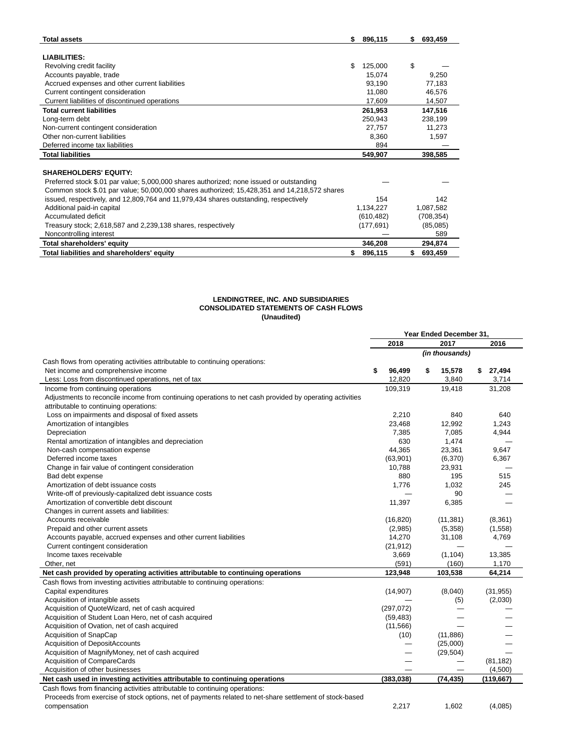| | | |
|---|---|---|
| **Total assets** | **$ 896,115** | **$ 693,459** |
| | | |
| **LIABILITIES:** | | |
| Revolving credit facility | $ 125,000 | $ — |
| Accounts payable, trade | 15,074 | 9,250 |
| Accrued expenses and other current liabilities | 93,190 | 77,183 |
| Current contingent consideration | 11,080 | 46,576 |
| Current liabilities of discontinued operations | 17,609 | 14,507 |
| **Total current liabilities** | **261,953** | **147,516** |
| Long-term debt | 250,943 | 238,199 |
| Non-current contingent consideration | 27,757 | 11,273 |
| Other non-current liabilities | 8,360 | 1,597 |
| Deferred income tax liabilities | 894 | — |
| **Total liabilities** | **549,907** | **398,585** |
| | | |
| **SHAREHOLDERS' EQUITY:** | | |
| Preferred stock $.01 par value; 5,000,000 shares authorized; none issued or outstanding | — | — |
| Common stock $.01 par value; 50,000,000 shares authorized; 15,428,351 and 14,218,572 shares issued, respectively, and 12,809,764 and 11,979,434 shares outstanding, respectively | 154 | 142 |
| Additional paid-in capital | 1,134,227 | 1,087,582 |
| Accumulated deficit | (610,482) | (708,354) |
| Treasury stock; 2,618,587 and 2,239,138 shares, respectively | (177,691) | (85,085) |
| Noncontrolling interest | — | 589 |
| **Total shareholders' equity** | **346,208** | **294,874** |
| **Total liabilities and shareholders' equity** | **$ 896,115** | **$ 693,459** |

**LENDINGTREE, INC. AND SUBSIDIARIES**
**CONSOLIDATED STATEMENTS OF CASH FLOWS**
**(Unaudited)**

| | Year Ended December 31, | | |
|---|---|---|---|
| | **2018** | **2017** | **2016** |
| | *(in thousands)* | | |
| Cash flows from operating activities attributable to continuing operations: | | | |
| Net income and comprehensive income | **$ 96,499** | **$ 15,578** | **$ 27,494** |
| Less: Loss from discontinued operations, net of tax | 12,820 | 3,840 | 3,714 |
| Income from continuing operations | 109,319 | 19,418 | 31,208 |
| Adjustments to reconcile income from continuing operations to net cash provided by operating activities attributable to continuing operations: | | | |
| Loss on impairments and disposal of fixed assets | 2,210 | 840 | 640 |
| Amortization of intangibles | 23,468 | 12,992 | 1,243 |
| Depreciation | 7,385 | 7,085 | 4,944 |
| Rental amortization of intangibles and depreciation | 630 | 1,474 | — |
| Non-cash compensation expense | 44,365 | 23,361 | 9,647 |
| Deferred income taxes | (63,901) | (6,370) | 6,367 |
| Change in fair value of contingent consideration | 10,788 | 23,931 | — |
| Bad debt expense | 880 | 195 | 515 |
| Amortization of debt issuance costs | 1,776 | 1,032 | 245 |
| Write-off of previously-capitalized debt issuance costs | — | 90 | — |
| Amortization of convertible debt discount | 11,397 | 6,385 | — |
| Changes in current assets and liabilities: | | | |
| Accounts receivable | (16,820) | (11,381) | (8,361) |
| Prepaid and other current assets | (2,985) | (5,358) | (1,558) |
| Accounts payable, accrued expenses and other current liabilities | 14,270 | 31,108 | 4,769 |
| Current contingent consideration | (21,912) | — | — |
| Income taxes receivable | 3,669 | (1,104) | 13,385 |
| Other, net | (591) | (160) | 1,170 |
| **Net cash provided by operating activities attributable to continuing operations** | **123,948** | **103,538** | **64,214** |
| Cash flows from investing activities attributable to continuing operations: | | | |
| Capital expenditures | (14,907) | (8,040) | (31,955) |
| Acquisition of intangible assets | — | (5) | (2,030) |
| Acquisition of QuoteWizard, net of cash acquired | (297,072) | — | — |
| Acquisition of Student Loan Hero, net of cash acquired | (59,483) | — | — |
| Acquisition of Ovation, net of cash acquired | (11,566) | — | — |
| Acquisition of SnapCap | (10) | (11,886) | — |
| Acquisition of DepositAccounts | — | (25,000) | — |
| Acquisition of MagnifyMoney, net of cash acquired | — | (29,504) | — |
| Acquisition of CompareCards | — | — | (81,182) |
| Acquisition of other businesses | — | — | (4,500) |
| **Net cash used in investing activities attributable to continuing operations** | **(383,038)** | **(74,435)** | **(119,667)** |
| Cash flows from financing activities attributable to continuing operations: | | | |
| Proceeds from exercise of stock options, net of payments related to net-share settlement of stock-based compensation | 2,217 | 1,602 | (4,085) |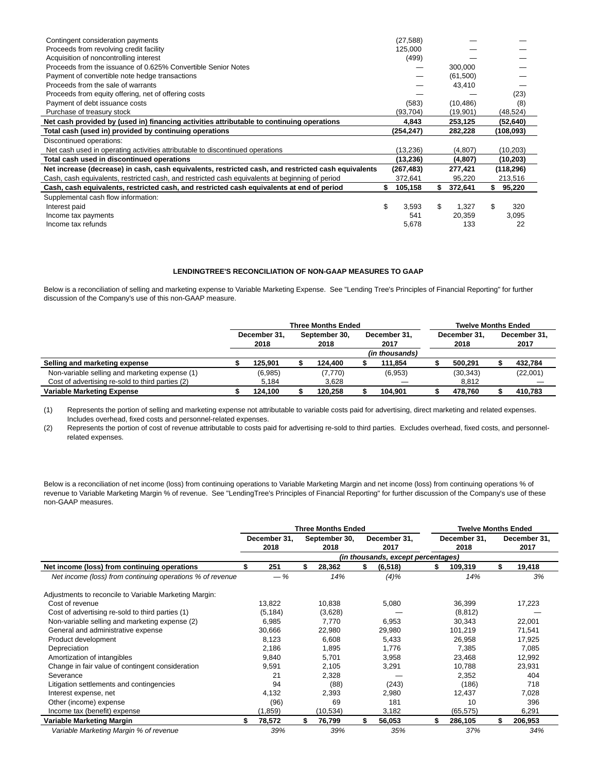| | | | |
|---|---|---|---|
| Contingent consideration payments | (27,588) | — | — |
| Proceeds from revolving credit facility | 125,000 | — | — |
| Acquisition of noncontrolling interest | (499) | — | — |
| Proceeds from the issuance of 0.625% Convertible Senior Notes | — | 300,000 | — |
| Payment of convertible note hedge transactions | — | (61,500) | — |
| Proceeds from the sale of warrants | — | 43,410 | — |
| Proceeds from equity offering, net of offering costs | — | — | (23) |
| Payment of debt issuance costs | (583) | (10,486) | (8) |
| Purchase of treasury stock | (93,704) | (19,901) | (48,524) |
| **Net cash provided by (used in) financing activities attributable to continuing operations** | **4,843** | **253,125** | **(52,640)** |
| **Total cash (used in) provided by continuing operations** | **(254,247)** | **282,228** | **(108,093)** |
| Discontinued operations: | | | |
| Net cash used in operating activities attributable to discontinued operations | (13,236) | (4,807) | (10,203) |
| **Total cash used in discontinued operations** | **(13,236)** | **(4,807)** | **(10,203)** |
| **Net increase (decrease) in cash, cash equivalents, restricted cash, and restricted cash equivalents** | **(267,483)** | **277,421** | **(118,296)** |
| Cash, cash equivalents, restricted cash, and restricted cash equivalents at beginning of period | 372,641 | 95,220 | 213,516 |
| **Cash, cash equivalents, restricted cash, and restricted cash equivalents at end of period** | **$ 105,158** | **$ 372,641** | **$ 95,220** |
| Supplemental cash flow information: | | | |
| Interest paid | $ 3,593 | $ 1,327 | $ 320 |
| Income tax payments | 541 | 20,359 | 3,095 |
| Income tax refunds | 5,678 | 133 | 22 |

**LENDINGTREE'S RECONCILIATION OF NON-GAAP MEASURES TO GAAP**

Below is a reconciliation of selling and marketing expense to Variable Marketing Expense. See "Lending Tree's Principles of Financial Reporting" for further discussion of the Company's use of this non-GAAP measure.

| | Three Months Ended | | | Twelve Months Ended | |
|---|---|---|---|---|---|
| | December 31, 2018 | September 30, 2018 | December 31, 2017 | December 31, 2018 | December 31, 2017 |
| | | | *(in thousands)* | | |
| **Selling and marketing expense** | **$ 125,901** | **$ 124,400** | **$ 111,854** | **$ 500,291** | **$ 432,784** |
| Non-variable selling and marketing expense (1) | (6,985) | (7,770) | (6,953) | (30,343) | (22,001) |
| Cost of advertising re-sold to third parties (2) | 5,184 | 3,628 | — | 8,812 | — |
| **Variable Marketing Expense** | **$ 124,100** | **$ 120,258** | **$ 104,901** | **$ 478,760** | **$ 410,783** |

(1) Represents the portion of selling and marketing expense not attributable to variable costs paid for advertising, direct marketing and related expenses. Includes overhead, fixed costs and personnel-related expenses.

(2) Represents the portion of cost of revenue attributable to costs paid for advertising re-sold to third parties. Excludes overhead, fixed costs, and personnel-related expenses.

Below is a reconciliation of net income (loss) from continuing operations to Variable Marketing Margin and net income (loss) from continuing operations % of revenue to Variable Marketing Margin % of revenue. See "LendingTree's Principles of Financial Reporting" for further discussion of the Company's use of these non-GAAP measures.

| | Three Months Ended | | | Twelve Months Ended | |
|---|---|---|---|---|---|
| | December 31, 2018 | September 30, 2018 | December 31, 2017 | December 31, 2018 | December 31, 2017 |
| | | | *(in thousands, except percentages)* | | |
| **Net income (loss) from continuing operations** | **$ 251** | **$ 28,362** | **$ (6,518)** | **$ 109,319** | **$ 19,418** |
| *Net income (loss) from continuing operations % of revenue* | *— %* | *14%* | *(4)%* | *14%* | *3%* |
| Adjustments to reconcile to Variable Marketing Margin: | | | | | |
| Cost of revenue | 13,822 | 10,838 | 5,080 | 36,399 | 17,223 |
| Cost of advertising re-sold to third parties (1) | (5,184) | (3,628) | — | (8,812) | — |
| Non-variable selling and marketing expense (2) | 6,985 | 7,770 | 6,953 | 30,343 | 22,001 |
| General and administrative expense | 30,666 | 22,980 | 29,980 | 101,219 | 71,541 |
| Product development | 8,123 | 6,608 | 5,433 | 26,958 | 17,925 |
| Depreciation | 2,186 | 1,895 | 1,776 | 7,385 | 7,085 |
| Amortization of intangibles | 9,840 | 5,701 | 3,958 | 23,468 | 12,992 |
| Change in fair value of contingent consideration | 9,591 | 2,105 | 3,291 | 10,788 | 23,931 |
| Severance | 21 | 2,328 | — | 2,352 | 404 |
| Litigation settlements and contingencies | 94 | (88) | (243) | (186) | 718 |
| Interest expense, net | 4,132 | 2,393 | 2,980 | 12,437 | 7,028 |
| Other (income) expense | (96) | 69 | 181 | 10 | 396 |
| Income tax (benefit) expense | (1,859) | (10,534) | 3,182 | (65,575) | 6,291 |
| **Variable Marketing Margin** | **$ 78,572** | **$ 76,799** | **$ 56,053** | **$ 286,105** | **$ 206,953** |
| *Variable Marketing Margin % of revenue* | *39%* | *39%* | *35%* | *37%* | *34%* |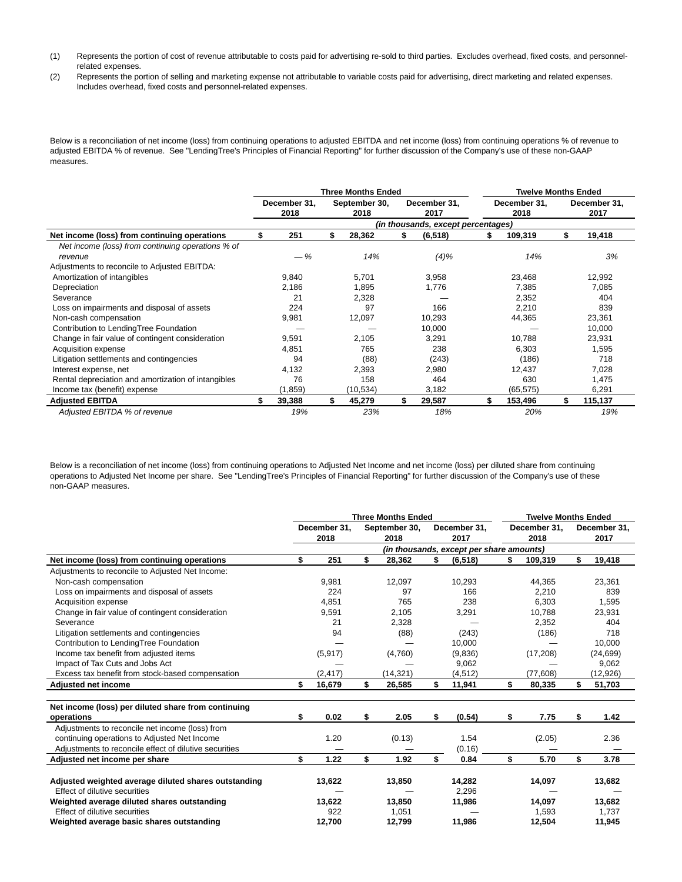(1) Represents the portion of cost of revenue attributable to costs paid for advertising re-sold to third parties. Excludes overhead, fixed costs, and personnel-related expenses.

(2) Represents the portion of selling and marketing expense not attributable to variable costs paid for advertising, direct marketing and related expenses. Includes overhead, fixed costs and personnel-related expenses.

Below is a reconciliation of net income (loss) from continuing operations to adjusted EBITDA and net income (loss) from continuing operations % of revenue to adjusted EBITDA % of revenue. See "LendingTree's Principles of Financial Reporting" for further discussion of the Company's use of these non-GAAP measures.

| | Three Months Ended | | | Twelve Months Ended | |
|---|---|---|---|---|---|
| | December 31, 2018 | September 30, 2018 | December 31, 2017 | December 31, 2018 | December 31, 2017 |
| | *(in thousands, except percentages)* | | | | |
| **Net income (loss) from continuing operations** | **$ 251** | **$ 28,362** | **$ (6,518)** | **$ 109,319** | **$ 19,418** |
| *Net income (loss) from continuing operations % of revenue* | *— %* | *14%* | *(4)%* | *14%* | *3%* |
| Adjustments to reconcile to Adjusted EBITDA: | | | | | |
| Amortization of intangibles | 9,840 | 5,701 | 3,958 | 23,468 | 12,992 |
| Depreciation | 2,186 | 1,895 | 1,776 | 7,385 | 7,085 |
| Severance | 21 | 2,328 | — | 2,352 | 404 |
| Loss on impairments and disposal of assets | 224 | 97 | 166 | 2,210 | 839 |
| Non-cash compensation | 9,981 | 12,097 | 10,293 | 44,365 | 23,361 |
| Contribution to LendingTree Foundation | — | — | 10,000 | — | 10,000 |
| Change in fair value of contingent consideration | 9,591 | 2,105 | 3,291 | 10,788 | 23,931 |
| Acquisition expense | 4,851 | 765 | 238 | 6,303 | 1,595 |
| Litigation settlements and contingencies | 94 | (88) | (243) | (186) | 718 |
| Interest expense, net | 4,132 | 2,393 | 2,980 | 12,437 | 7,028 |
| Rental depreciation and amortization of intangibles | 76 | 158 | 464 | 630 | 1,475 |
| Income tax (benefit) expense | (1,859) | (10,534) | 3,182 | (65,575) | 6,291 |
| **Adjusted EBITDA** | **$ 39,388** | **$ 45,279** | **$ 29,587** | **$ 153,496** | **$ 115,137** |
| *Adjusted EBITDA % of revenue* | *19%* | *23%* | *18%* | *20%* | *19%* |

Below is a reconciliation of net income (loss) from continuing operations to Adjusted Net Income and net income (loss) per diluted share from continuing operations to Adjusted Net Income per share. See "LendingTree's Principles of Financial Reporting" for further discussion of the Company's use of these non-GAAP measures.

| | Three Months Ended | | | Twelve Months Ended | |
|---|---|---|---|---|---|
| | December 31, 2018 | September 30, 2018 | December 31, 2017 | December 31, 2018 | December 31, 2017 |
| | *(in thousands, except per share amounts)* | | | | |
| **Net income (loss) from continuing operations** | **$ 251** | **$ 28,362** | **$ (6,518)** | **$ 109,319** | **$ 19,418** |
| Adjustments to reconcile to Adjusted Net Income: | | | | | |
| Non-cash compensation | 9,981 | 12,097 | 10,293 | 44,365 | 23,361 |
| Loss on impairments and disposal of assets | 224 | 97 | 166 | 2,210 | 839 |
| Acquisition expense | 4,851 | 765 | 238 | 6,303 | 1,595 |
| Change in fair value of contingent consideration | 9,591 | 2,105 | 3,291 | 10,788 | 23,931 |
| Severance | 21 | 2,328 | — | 2,352 | 404 |
| Litigation settlements and contingencies | 94 | (88) | (243) | (186) | 718 |
| Contribution to LendingTree Foundation | — | — | 10,000 | — | 10,000 |
| Income tax benefit from adjusted items | (5,917) | (4,760) | (9,836) | (17,208) | (24,699) |
| Impact of Tax Cuts and Jobs Act | — | — | 9,062 | — | 9,062 |
| Excess tax benefit from stock-based compensation | (2,417) | (14,321) | (4,512) | (77,608) | (12,926) |
| **Adjusted net income** | **$ 16,679** | **$ 26,585** | **$ 11,941** | **$ 80,335** | **$ 51,703** |
| | | | | | |
| **Net income (loss) per diluted share from continuing operations** | **$ 0.02** | **$ 2.05** | **$ (0.54)** | **$ 7.75** | **$ 1.42** |
| Adjustments to reconcile net income (loss) from continuing operations to Adjusted Net Income | 1.20 | (0.13) | 1.54 | (2.05) | 2.36 |
| Adjustments to reconcile effect of dilutive securities | — | — | (0.16) | — | — |
| **Adjusted net income per share** | **$ 1.22** | **$ 1.92** | **$ 0.84** | **$ 5.70** | **$ 3.78** |
| | | | | | |
| **Adjusted weighted average diluted shares outstanding** | **13,622** | **13,850** | **14,282** | **14,097** | **13,682** |
| Effect of dilutive securities | — | — | 2,296 | — | — |
| **Weighted average diluted shares outstanding** | **13,622** | **13,850** | **11,986** | **14,097** | **13,682** |
| Effect of dilutive securities | 922 | 1,051 | — | 1,593 | 1,737 |
| **Weighted average basic shares outstanding** | **12,700** | **12,799** | **11,986** | **12,504** | **11,945** |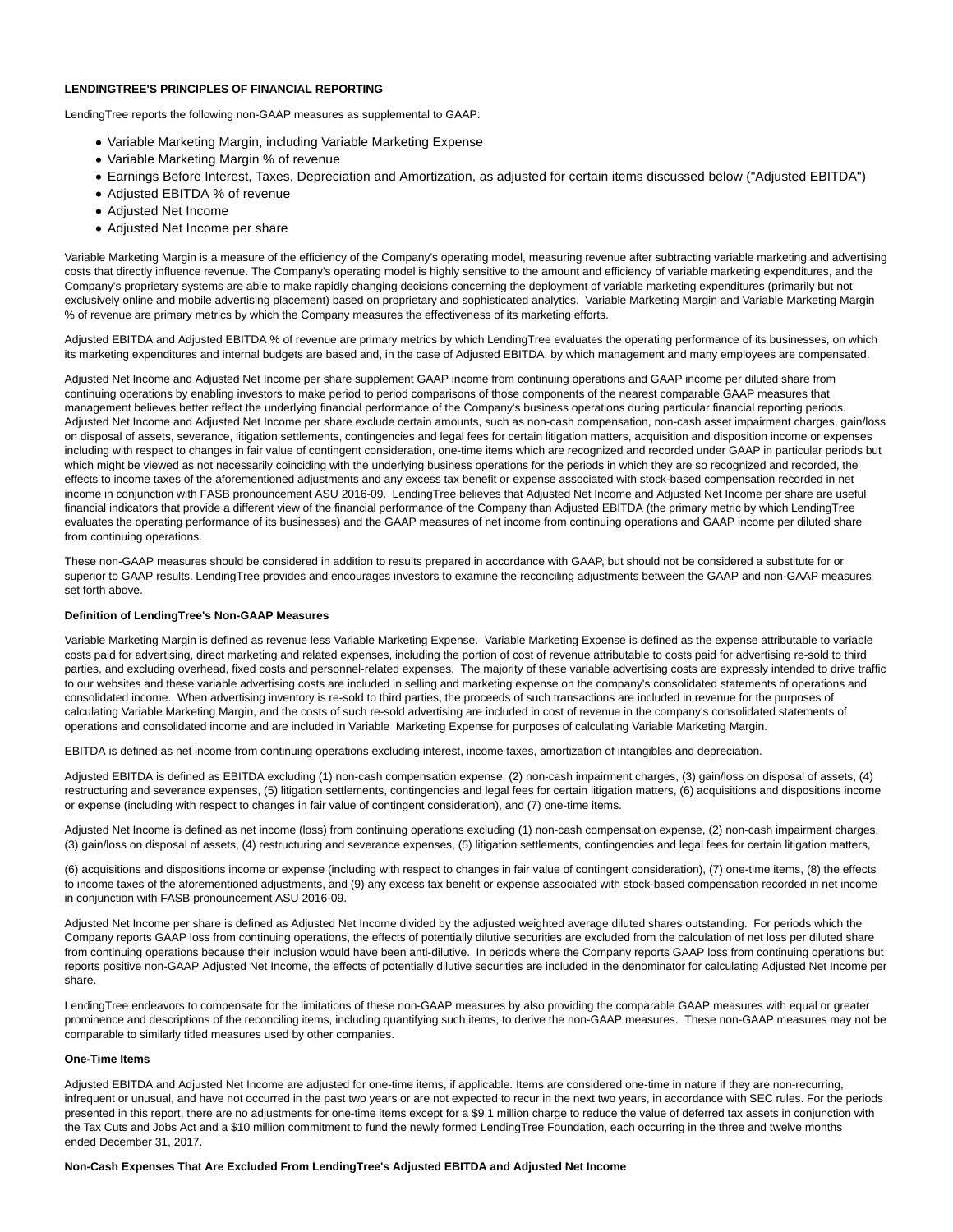**LENDINGTREE'S PRINCIPLES OF FINANCIAL REPORTING**

LendingTree reports the following non-GAAP measures as supplemental to GAAP:

- Variable Marketing Margin, including Variable Marketing Expense
- Variable Marketing Margin % of revenue
- Earnings Before Interest, Taxes, Depreciation and Amortization, as adjusted for certain items discussed below ("Adjusted EBITDA")
- Adjusted EBITDA % of revenue
- Adjusted Net Income
- Adjusted Net Income per share

Variable Marketing Margin is a measure of the efficiency of the Company's operating model, measuring revenue after subtracting variable marketing and advertising costs that directly influence revenue. The Company's operating model is highly sensitive to the amount and efficiency of variable marketing expenditures, and the Company's proprietary systems are able to make rapidly changing decisions concerning the deployment of variable marketing expenditures (primarily but not exclusively online and mobile advertising placement) based on proprietary and sophisticated analytics. Variable Marketing Margin and Variable Marketing Margin % of revenue are primary metrics by which the Company measures the effectiveness of its marketing efforts.

Adjusted EBITDA and Adjusted EBITDA % of revenue are primary metrics by which LendingTree evaluates the operating performance of its businesses, on which its marketing expenditures and internal budgets are based and, in the case of Adjusted EBITDA, by which management and many employees are compensated.

Adjusted Net Income and Adjusted Net Income per share supplement GAAP income from continuing operations and GAAP income per diluted share from continuing operations by enabling investors to make period to period comparisons of those components of the nearest comparable GAAP measures that management believes better reflect the underlying financial performance of the Company's business operations during particular financial reporting periods. Adjusted Net Income and Adjusted Net Income per share exclude certain amounts, such as non-cash compensation, non-cash asset impairment charges, gain/loss on disposal of assets, severance, litigation settlements, contingencies and legal fees for certain litigation matters, acquisition and disposition income or expenses including with respect to changes in fair value of contingent consideration, one-time items which are recognized and recorded under GAAP in particular periods but which might be viewed as not necessarily coinciding with the underlying business operations for the periods in which they are so recognized and recorded, the effects to income taxes of the aforementioned adjustments and any excess tax benefit or expense associated with stock-based compensation recorded in net income in conjunction with FASB pronouncement ASU 2016-09. LendingTree believes that Adjusted Net Income and Adjusted Net Income per share are useful financial indicators that provide a different view of the financial performance of the Company than Adjusted EBITDA (the primary metric by which LendingTree evaluates the operating performance of its businesses) and the GAAP measures of net income from continuing operations and GAAP income per diluted share from continuing operations.

These non-GAAP measures should be considered in addition to results prepared in accordance with GAAP, but should not be considered a substitute for or superior to GAAP results. LendingTree provides and encourages investors to examine the reconciling adjustments between the GAAP and non-GAAP measures set forth above.

**Definition of LendingTree's Non-GAAP Measures**

Variable Marketing Margin is defined as revenue less Variable Marketing Expense. Variable Marketing Expense is defined as the expense attributable to variable costs paid for advertising, direct marketing and related expenses, including the portion of cost of revenue attributable to costs paid for advertising re-sold to third parties, and excluding overhead, fixed costs and personnel-related expenses. The majority of these variable advertising costs are expressly intended to drive traffic to our websites and these variable advertising costs are included in selling and marketing expense on the company's consolidated statements of operations and consolidated income. When advertising inventory is re-sold to third parties, the proceeds of such transactions are included in revenue for the purposes of calculating Variable Marketing Margin, and the costs of such re-sold advertising are included in cost of revenue in the company's consolidated statements of operations and consolidated income and are included in Variable Marketing Expense for purposes of calculating Variable Marketing Margin.

EBITDA is defined as net income from continuing operations excluding interest, income taxes, amortization of intangibles and depreciation.

Adjusted EBITDA is defined as EBITDA excluding (1) non-cash compensation expense, (2) non-cash impairment charges, (3) gain/loss on disposal of assets, (4) restructuring and severance expenses, (5) litigation settlements, contingencies and legal fees for certain litigation matters, (6) acquisitions and dispositions income or expense (including with respect to changes in fair value of contingent consideration), and (7) one-time items.

Adjusted Net Income is defined as net income (loss) from continuing operations excluding (1) non-cash compensation expense, (2) non-cash impairment charges, (3) gain/loss on disposal of assets, (4) restructuring and severance expenses, (5) litigation settlements, contingencies and legal fees for certain litigation matters,

(6) acquisitions and dispositions income or expense (including with respect to changes in fair value of contingent consideration), (7) one-time items, (8) the effects to income taxes of the aforementioned adjustments, and (9) any excess tax benefit or expense associated with stock-based compensation recorded in net income in conjunction with FASB pronouncement ASU 2016-09.

Adjusted Net Income per share is defined as Adjusted Net Income divided by the adjusted weighted average diluted shares outstanding. For periods which the Company reports GAAP loss from continuing operations, the effects of potentially dilutive securities are excluded from the calculation of net loss per diluted share from continuing operations because their inclusion would have been anti-dilutive. In periods where the Company reports GAAP loss from continuing operations but reports positive non-GAAP Adjusted Net Income, the effects of potentially dilutive securities are included in the denominator for calculating Adjusted Net Income per share.

LendingTree endeavors to compensate for the limitations of these non-GAAP measures by also providing the comparable GAAP measures with equal or greater prominence and descriptions of the reconciling items, including quantifying such items, to derive the non-GAAP measures. These non-GAAP measures may not be comparable to similarly titled measures used by other companies.

**One-Time Items**

Adjusted EBITDA and Adjusted Net Income are adjusted for one-time items, if applicable. Items are considered one-time in nature if they are non-recurring, infrequent or unusual, and have not occurred in the past two years or are not expected to recur in the next two years, in accordance with SEC rules. For the periods presented in this report, there are no adjustments for one-time items except for a $9.1 million charge to reduce the value of deferred tax assets in conjunction with the Tax Cuts and Jobs Act and a $10 million commitment to fund the newly formed LendingTree Foundation, each occurring in the three and twelve months ended December 31, 2017.

**Non-Cash Expenses That Are Excluded From LendingTree's Adjusted EBITDA and Adjusted Net Income**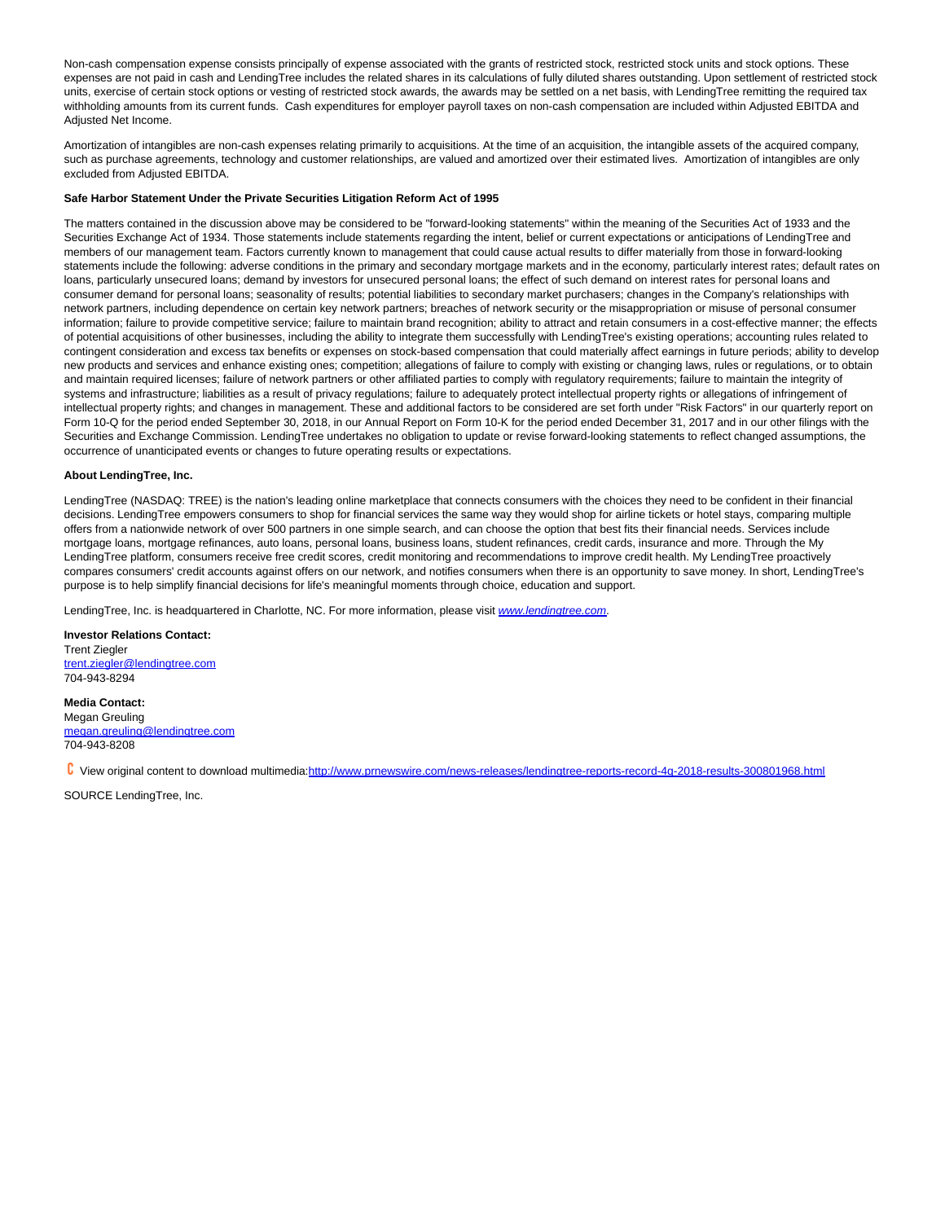Non-cash compensation expense consists principally of expense associated with the grants of restricted stock, restricted stock units and stock options. These expenses are not paid in cash and LendingTree includes the related shares in its calculations of fully diluted shares outstanding. Upon settlement of restricted stock units, exercise of certain stock options or vesting of restricted stock awards, the awards may be settled on a net basis, with LendingTree remitting the required tax withholding amounts from its current funds. Cash expenditures for employer payroll taxes on non-cash compensation are included within Adjusted EBITDA and Adjusted Net Income.

Amortization of intangibles are non-cash expenses relating primarily to acquisitions. At the time of an acquisition, the intangible assets of the acquired company, such as purchase agreements, technology and customer relationships, are valued and amortized over their estimated lives. Amortization of intangibles are only excluded from Adjusted EBITDA.

**Safe Harbor Statement Under the Private Securities Litigation Reform Act of 1995**

The matters contained in the discussion above may be considered to be "forward-looking statements" within the meaning of the Securities Act of 1933 and the Securities Exchange Act of 1934. Those statements include statements regarding the intent, belief or current expectations or anticipations of LendingTree and members of our management team. Factors currently known to management that could cause actual results to differ materially from those in forward-looking statements include the following: adverse conditions in the primary and secondary mortgage markets and in the economy, particularly interest rates; default rates on loans, particularly unsecured loans; demand by investors for unsecured personal loans; the effect of such demand on interest rates for personal loans and consumer demand for personal loans; seasonality of results; potential liabilities to secondary market purchasers; changes in the Company's relationships with network partners, including dependence on certain key network partners; breaches of network security or the misappropriation or misuse of personal consumer information; failure to provide competitive service; failure to maintain brand recognition; ability to attract and retain consumers in a cost-effective manner; the effects of potential acquisitions of other businesses, including the ability to integrate them successfully with LendingTree's existing operations; accounting rules related to contingent consideration and excess tax benefits or expenses on stock-based compensation that could materially affect earnings in future periods; ability to develop new products and services and enhance existing ones; competition; allegations of failure to comply with existing or changing laws, rules or regulations, or to obtain and maintain required licenses; failure of network partners or other affiliated parties to comply with regulatory requirements; failure to maintain the integrity of systems and infrastructure; liabilities as a result of privacy regulations; failure to adequately protect intellectual property rights or allegations of infringement of intellectual property rights; and changes in management. These and additional factors to be considered are set forth under "Risk Factors" in our quarterly report on Form 10-Q for the period ended September 30, 2018, in our Annual Report on Form 10-K for the period ended December 31, 2017 and in our other filings with the Securities and Exchange Commission. LendingTree undertakes no obligation to update or revise forward-looking statements to reflect changed assumptions, the occurrence of unanticipated events or changes to future operating results or expectations.

**About LendingTree, Inc.**

LendingTree (NASDAQ: TREE) is the nation's leading online marketplace that connects consumers with the choices they need to be confident in their financial decisions. LendingTree empowers consumers to shop for financial services the same way they would shop for airline tickets or hotel stays, comparing multiple offers from a nationwide network of over 500 partners in one simple search, and can choose the option that best fits their financial needs. Services include mortgage loans, mortgage refinances, auto loans, personal loans, business loans, student refinances, credit cards, insurance and more. Through the My LendingTree platform, consumers receive free credit scores, credit monitoring and recommendations to improve credit health. My LendingTree proactively compares consumers' credit accounts against offers on our network, and notifies consumers when there is an opportunity to save money. In short, LendingTree's purpose is to help simplify financial decisions for life's meaningful moments through choice, education and support.

LendingTree, Inc. is headquartered in Charlotte, NC. For more information, please visit *www.lendingtree.com*.

**Investor Relations Contact:**
Trent Ziegler
trent.ziegler@lendingtree.com
704-943-8294

**Media Contact:**
Megan Greuling
megan.greuling@lendingtree.com
704-943-8208

View original content to download multimedia:http://www.prnewswire.com/news-releases/lendingtree-reports-record-4q-2018-results-300801968.html

SOURCE LendingTree, Inc.